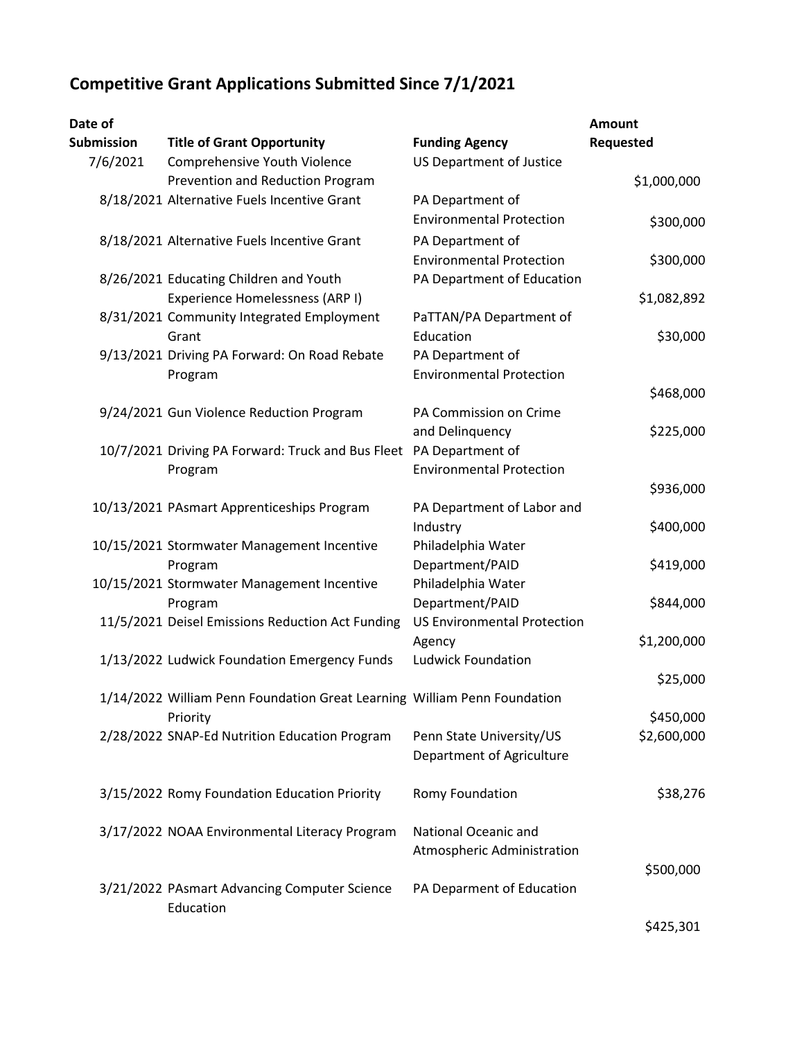# Competitive Grant Applications Submitted Since 7/1/2021

| Date of Submission | Title of Grant Opportunity | Funding Agency | Amount Requested |
|---|---|---|---|
| 7/6/2021 | Comprehensive Youth Violence Prevention and Reduction Program | US Department of Justice | $1,000,000 |
| 8/18/2021 | Alternative Fuels Incentive Grant | PA Department of Environmental Protection | $300,000 |
| 8/18/2021 | Alternative Fuels Incentive Grant | PA Department of Environmental Protection | $300,000 |
| 8/26/2021 | Educating Children and Youth Experience Homelessness (ARP I) | PA Department of Education | $1,082,892 |
| 8/31/2021 | Community Integrated Employment Grant | PaTTAN/PA Department of Education | $30,000 |
| 9/13/2021 | Driving PA Forward: On Road Rebate Program | PA Department of Environmental Protection | $468,000 |
| 9/24/2021 | Gun Violence Reduction Program | PA Commission on Crime and Delinquency | $225,000 |
| 10/7/2021 | Driving PA Forward: Truck and Bus Fleet Program | PA Department of Environmental Protection | $936,000 |
| 10/13/2021 | PAsmart Apprenticeships Program | PA Department of Labor and Industry | $400,000 |
| 10/15/2021 | Stormwater Management Incentive Program | Philadelphia Water Department/PAID | $419,000 |
| 10/15/2021 | Stormwater Management Incentive Program | Philadelphia Water Department/PAID | $844,000 |
| 11/5/2021 | Deisel Emissions Reduction Act Funding | US Environmental Protection Agency | $1,200,000 |
| 1/13/2022 | Ludwick Foundation Emergency Funds | Ludwick Foundation | $25,000 |
| 1/14/2022 | William Penn Foundation Great Learning Priority | William Penn Foundation | $450,000 |
| 2/28/2022 | SNAP-Ed Nutrition Education Program | Penn State University/US Department of Agriculture | $2,600,000 |
| 3/15/2022 | Romy Foundation Education Priority | Romy Foundation | $38,276 |
| 3/17/2022 | NOAA Environmental Literacy Program | National Oceanic and Atmospheric Administration | $500,000 |
| 3/21/2022 | PAsmart Advancing Computer Science Education | PA Deparment of Education | $425,301 |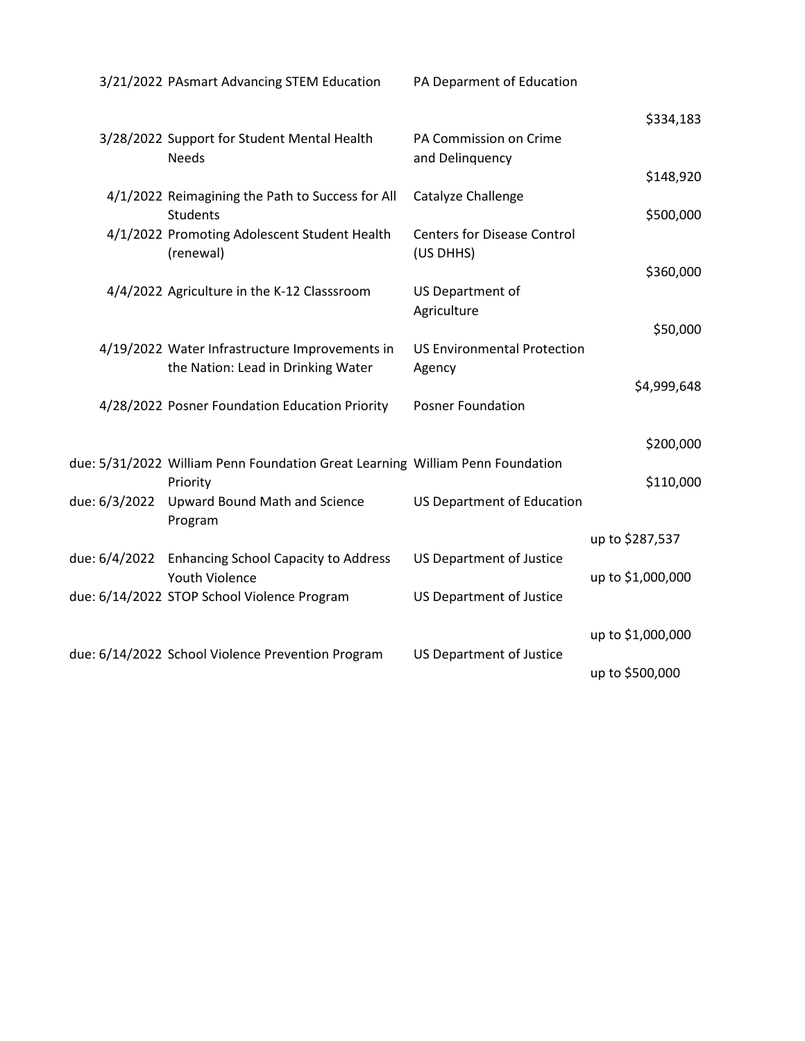| Date | Grant | Funder | Amount |
|---|---|---|---|
| 3/21/2022 | PAsmart Advancing STEM Education | PA Deparment of Education | $334,183 |
| 3/28/2022 | Support for Student Mental Health Needs | PA Commission on Crime and Delinquency | $148,920 |
| 4/1/2022 | Reimagining the Path to Success for All Students | Catalyze Challenge | $500,000 |
| 4/1/2022 | Promoting Adolescent Student Health (renewal) | Centers for Disease Control (US DHHS) | $360,000 |
| 4/4/2022 | Agriculture in the K-12 Classsroom | US Department of Agriculture | $50,000 |
| 4/19/2022 | Water Infrastructure Improvements in the Nation: Lead in Drinking Water | US Environmental Protection Agency | $4,999,648 |
| 4/28/2022 | Posner Foundation Education Priority | Posner Foundation | $200,000 |
| due: 5/31/2022 | William Penn Foundation Great Learning Priority | William Penn Foundation | $110,000 |
| due: 6/3/2022 | Upward Bound Math and Science Program | US Department of Education | up to $287,537 |
| due: 6/4/2022 | Enhancing School Capacity to Address Youth Violence | US Department of Justice | up to $1,000,000 |
| due: 6/14/2022 | STOP School Violence Program | US Department of Justice | up to $1,000,000 |
| due: 6/14/2022 | School Violence Prevention Program | US Department of Justice | up to $500,000 |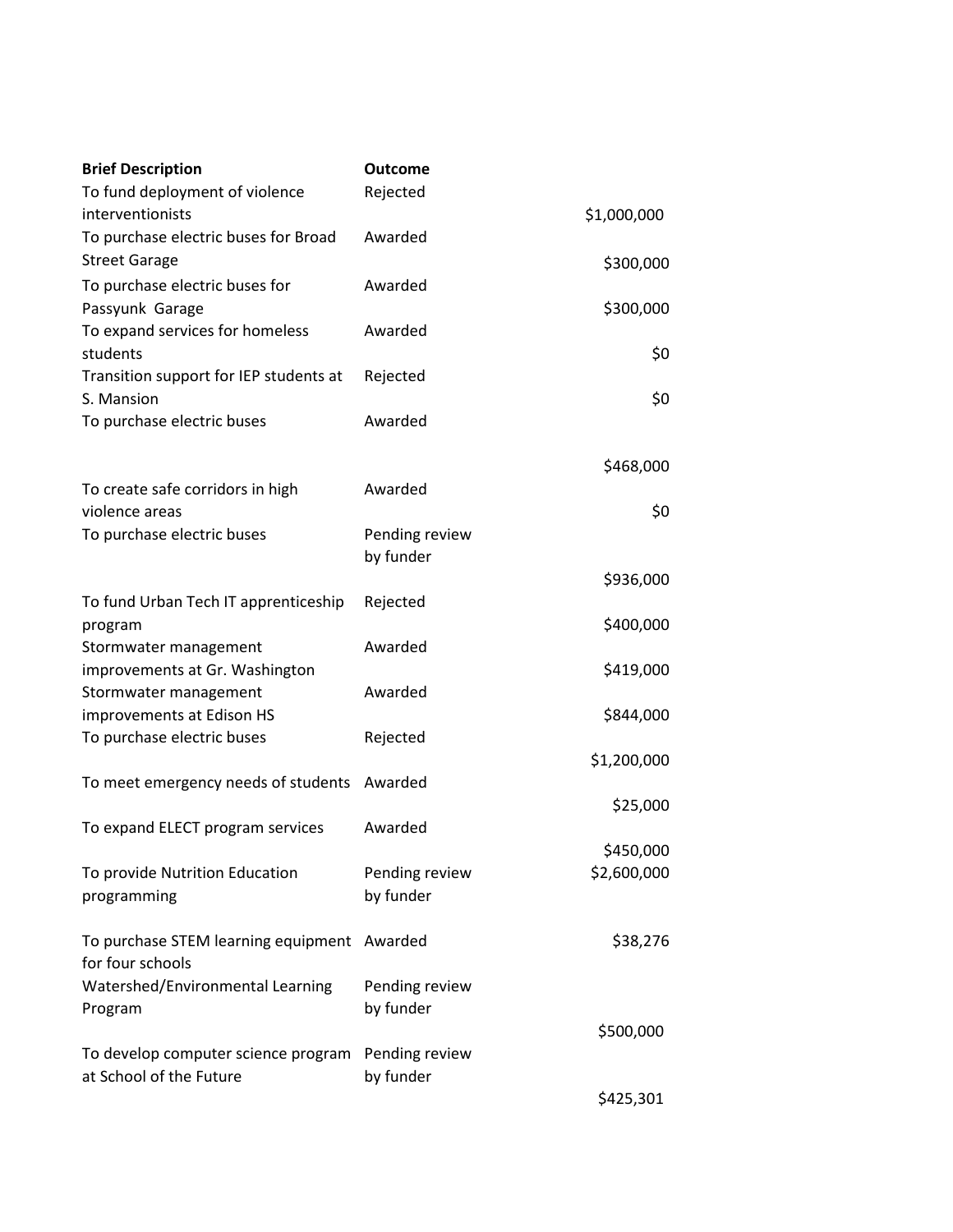| Brief Description | Outcome | |
| --- | --- | --- |
| To fund deployment of violence interventionists | Rejected | $1,000,000 |
| To purchase electric buses for Broad Street Garage | Awarded | $300,000 |
| To purchase electric buses for Passyunk Garage | Awarded | $300,000 |
| To expand services for homeless students | Awarded | $0 |
| Transition support for IEP students at S. Mansion | Rejected | $0 |
| To purchase electric buses | Awarded | $468,000 |
| To create safe corridors in high violence areas | Awarded | $0 |
| To purchase electric buses | Pending review by funder | $936,000 |
| To fund Urban Tech IT apprenticeship program | Rejected | $400,000 |
| Stormwater management improvements at Gr. Washington | Awarded | $419,000 |
| Stormwater management improvements at Edison HS | Awarded | $844,000 |
| To purchase electric buses | Rejected | $1,200,000 |
| To meet emergency needs of students | Awarded | $25,000 |
| To expand ELECT program services | Awarded | $450,000 |
| To provide Nutrition Education programming | Pending review by funder | $2,600,000 |
| To purchase STEM learning equipment for four schools | Awarded | $38,276 |
| Watershed/Environmental Learning Program | Pending review by funder | $500,000 |
| To develop computer science program at School of the Future | Pending review by funder | $425,301 |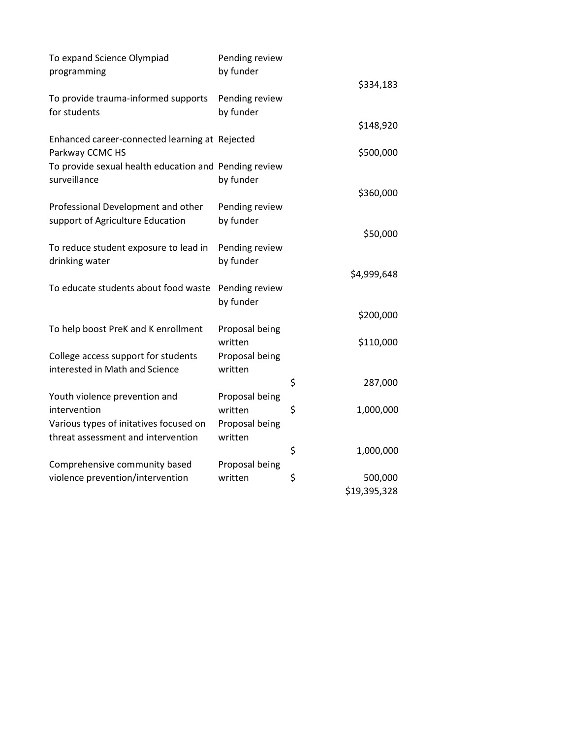| | | |
|---|---|---|
| To expand Science Olympiad programming | Pending review by funder | $334,183 |
| To provide trauma-informed supports for students | Pending review by funder | $148,920 |
| Enhanced career-connected learning at Parkway CCMC HS | Rejected | $500,000 |
| To provide sexual health education and surveillance | Pending review by funder | $360,000 |
| Professional Development and other support of Agriculture Education | Pending review by funder | $50,000 |
| To reduce student exposure to lead in drinking water | Pending review by funder | $4,999,648 |
| To educate students about food waste | Pending review by funder | $200,000 |
| To help boost PreK and K enrollment | Proposal being written | $110,000 |
| College access support for students interested in Math and Science | Proposal being written | $ 287,000 |
| Youth violence prevention and intervention | Proposal being written | $ 1,000,000 |
| Various types of initatives focused on threat assessment and intervention | Proposal being written | $ 1,000,000 |
| Comprehensive community based violence prevention/intervention | Proposal being written | $ 500,000 |
| | | $19,395,328 |